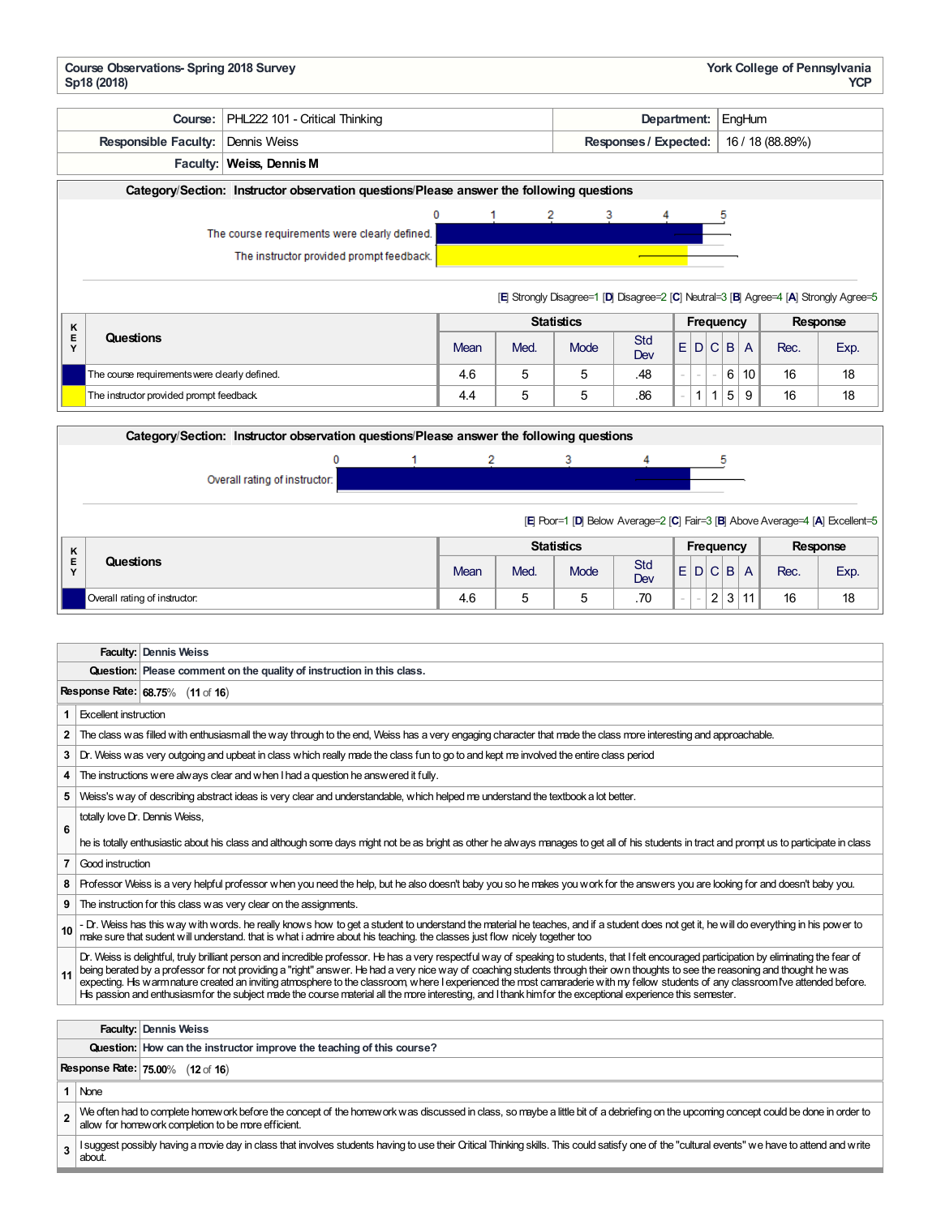**Course Observations- Spring 2018 Survey**
**Sp18 (2018)**

**York College of Pennsylvania**
**YCP**

| | | | |
|---|---|---|---|
| **Course:** | PHL222 101 - Critical Thinking | **Department:** | EngHum |
| **Responsible Faculty:** | Dennis Weiss | **Responses / Expected:** | 16 / 18 (88.89%) |
| **Faculty:** | **Weiss, Dennis M** | | |

**Category/Section: Instructor observation questions/Please answer the following questions**

[E] Strongly Disagree=1 [D] Disagree=2 [C] Neutral=3 [B] Agree=4 [A] Strongly Agree=5

| KEY | Questions | Statistics | | | | Frequency | | | | | Response | |
|---|---|---|---|---|---|---|---|---|---|---|---|---|
| | | Mean | Med. | Mode | Std Dev | E | D | C | B | A | Rec. | Exp. |
| | The course requirements were clearly defined. | 4.6 | 5 | 5 | .48 | - | - | - | 6 | 10 | 16 | 18 |
| | The instructor provided prompt feedback. | 4.4 | 5 | 5 | .86 | - | 1 | 1 | 5 | 9 | 16 | 18 |

**Category/Section: Instructor observation questions/Please answer the following questions**

[E] Poor=1 [D] Below Average=2 [C] Fair=3 [B] Above Average=4 [A] Excellent=5

| KEY | Questions | Statistics | | | | Frequency | | | | | Response | |
|---|---|---|---|---|---|---|---|---|---|---|---|---|
| | | Mean | Med. | Mode | Std Dev | E | D | C | B | A | Rec. | Exp. |
| | Overall rating of instructor. | 4.6 | 5 | 5 | .70 | - | - | 2 | 3 | 11 | 16 | 18 |

**Faculty:** Dennis Weiss
**Question:** Please comment on the quality of instruction in this class.
**Response Rate:** 68.75% (11 of 16)

1. Excellent instruction
2. The class was filled with enthusiasm all the way through to the end, Weiss has a very engaging character that made the class more interesting and approachable.
3. Dr. Weiss was very outgoing and upbeat in class which really made the class fun to go to and kept me involved the entire class period
4. The instructions were always clear and when I had a question he answered it fully.
5. Weiss's way of describing abstract ideas is very clear and understandable, which helped me understand the textbook a lot better.
6. totally love Dr. Dennis Weiss,

   he is totally enthusiastic about his class and although some days might not be as bright as other he always manages to get all of his students in tract and prompt us to participate in class
7. Good instruction
8. Professor Weiss is a very helpful professor when you need the help, but he also doesn't baby you so he makes you work for the answers you are looking for and doesn't baby you.
9. The instruction for this class was very clear on the assignments.
10. - Dr. Weiss has this way with words. he really knows how to get a student to understand the material he teaches, and if a student does not get it, he will do everything in his power to make sure that sudent will understand. that is what i admire about his teaching. the classes just flow nicely together too
11. Dr. Weiss is delightful, truly brilliant person and incredible professor. He has a very respectful way of speaking to students, that I felt encouraged participation by eliminating the fear of being berated by a professor for not providing a "right" answer. He had a very nice way of coaching students through their own thoughts to see the reasoning and thought he was expecting. His warm nature created an inviting atmosphere to the classroom, where I experienced the most camaraderie with my fellow students of any classroom I've attended before. His passion and enthusiasm for the subject made the course material all the more interesting, and I thank him for the exceptional experience this semester.

**Faculty:** Dennis Weiss
**Question:** How can the instructor improve the teaching of this course?
**Response Rate:** 75.00% (12 of 16)

1. None
2. We often had to complete homework before the concept of the homework was discussed in class, so maybe a little bit of a debriefing on the upcoming concept could be done in order to allow for homework completion to be more efficient.
3. I suggest possibly having a movie day in class that involves students having to use their Critical Thinking skills. This could satisfy one of the "cultural events" we have to attend and write about.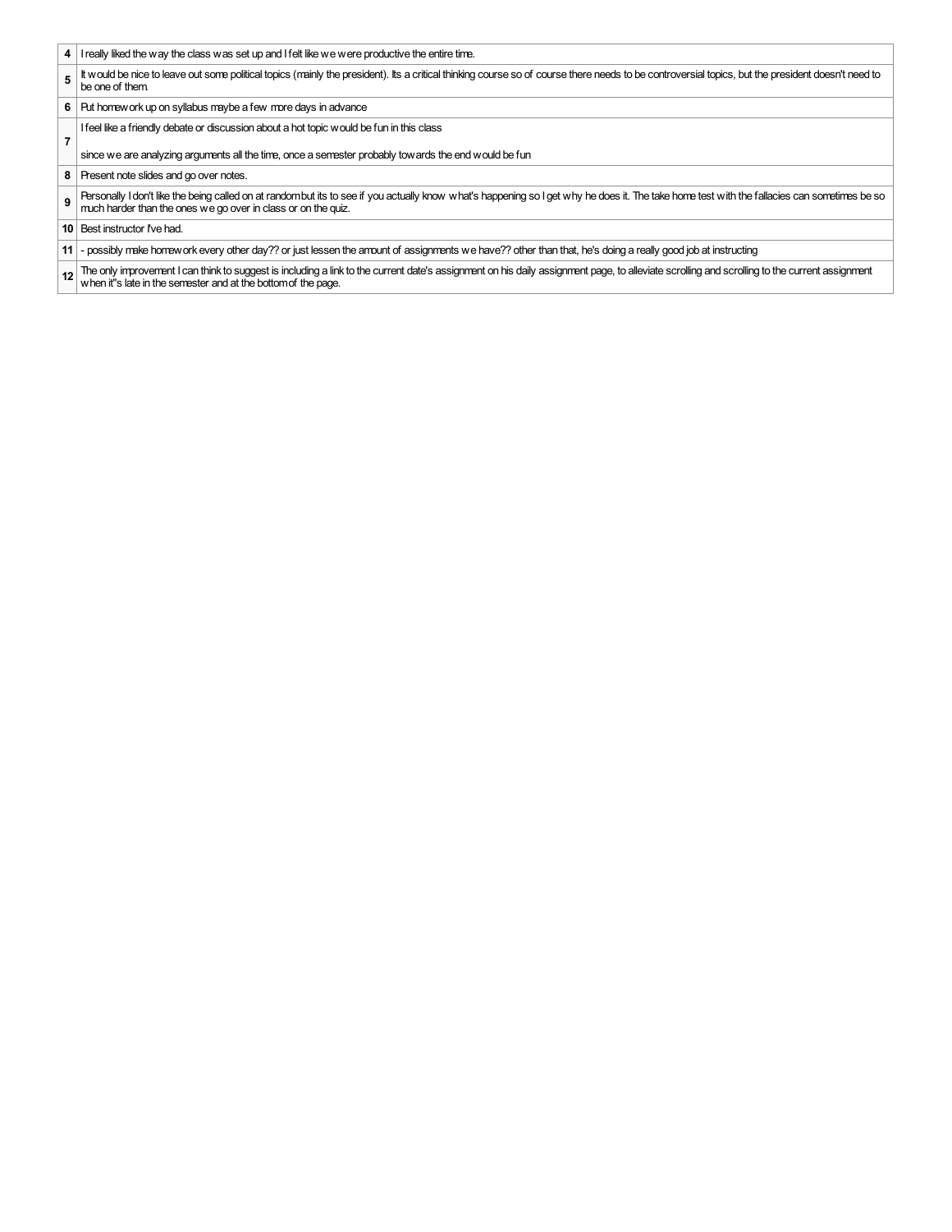| | |
|---|---|
| **4** | I really liked the way the class was set up and I felt like we were productive the entire time. |
| **5** | It would be nice to leave out some political topics (mainly the president). Its a critical thinking course so of course there needs to be controversial topics, but the president doesn't need to be one of them. |
| **6** | Put homework up on syllabus maybe a few more days in advance |
| **7** | I feel like a friendly debate or discussion about a hot topic would be fun in this class<br><br>since we are analyzing arguments all the time, once a semester probably towards the end would be fun |
| **8** | Present note slides and go over notes. |
| **9** | Personally I don't like the being called on at random but its to see if you actually know what's happening so I get why he does it. The take home test with the fallacies can sometimes be so much harder than the ones we go over in class or on the quiz. |
| **10** | Best instructor I've had. |
| **11** | - possibly make homework every other day?? or just lessen the amount of assignments we have?? other than that, he's doing a really good job at instructing |
| **12** | The only improvement I can think to suggest is including a link to the current date's assignment on his daily assignment page, to alleviate scrolling and scrolling to the current assignment when it''s late in the semester and at the bottom of the page. |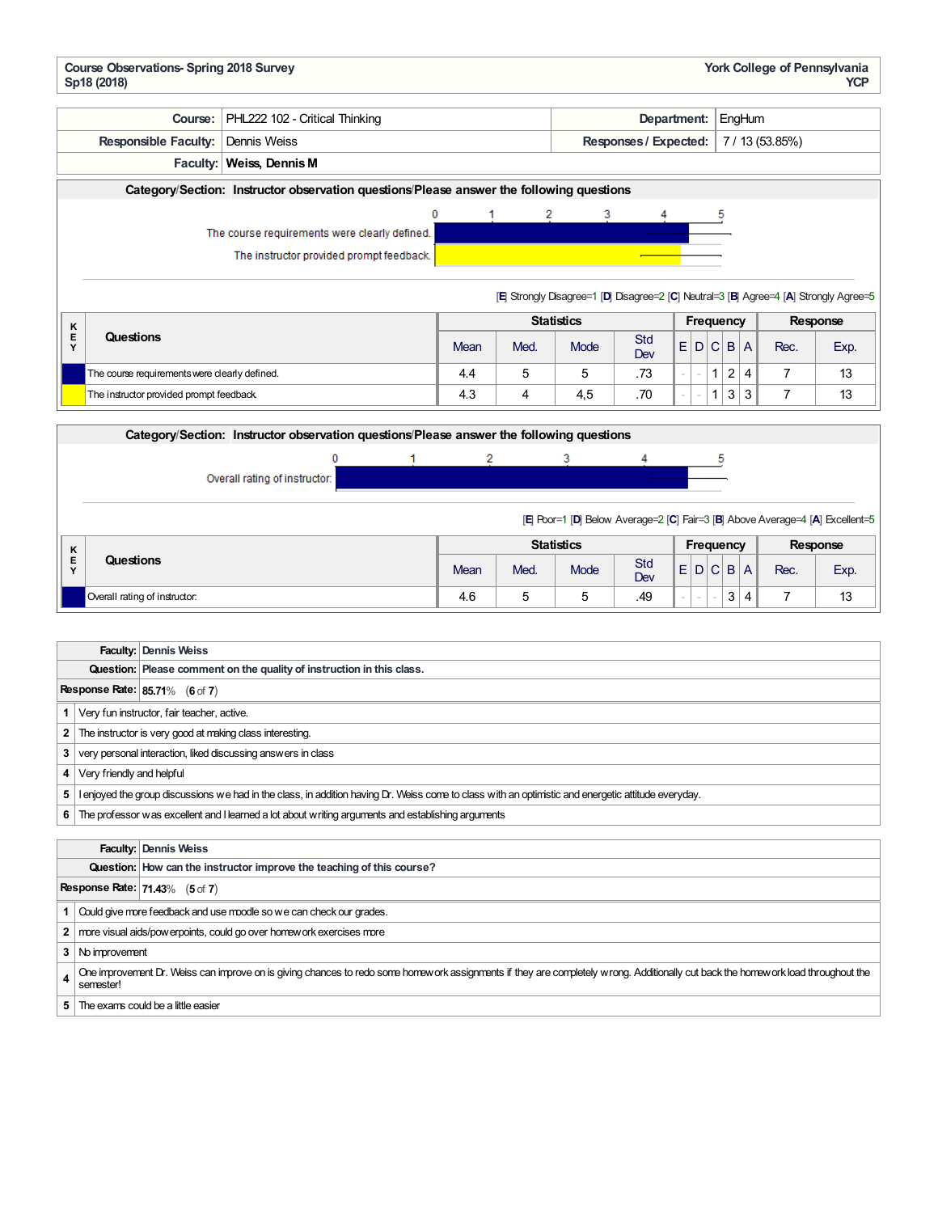**Course Observations- Spring 2018 Survey**
**Sp18 (2018)**

**York College of Pennsylvania**
**YCP**

| | | | |
|---|---|---|---|
| **Course:** | PHL222 102 - Critical Thinking | **Department:** | EngHum |
| **Responsible Faculty:** | Dennis Weiss | **Responses / Expected:** | 7 / 13 (53.85%) |
| **Faculty:** | **Weiss, Dennis M** | | |

**Category/Section: Instructor observation questions/Please answer the following questions**

0 1 2 3 4 5

The course requirements were clearly defined.

The instructor provided prompt feedback.

[E] Strongly Disagree=1 [D] Disagree=2 [C] Neutral=3 [B] Agree=4 [A] Strongly Agree=5

| KEY | Questions | Statistics | | | | Frequency | | | | | Response | |
|---|---|---|---|---|---|---|---|---|---|---|---|---|
| | | Mean | Med. | Mode | Std Dev | E | D | C | B | A | Rec. | Exp. |
| | The course requirements were clearly defined. | 4.4 | 5 | 5 | .73 | - | - | 1 | 2 | 4 | 7 | 13 |
| | The instructor provided prompt feedback. | 4.3 | 4 | 4,5 | .70 | - | - | 1 | 3 | 3 | 7 | 13 |

**Category/Section: Instructor observation questions/Please answer the following questions**

0 1 2 3 4 5

Overall rating of instructor.

[E] Poor=1 [D] Below Average=2 [C] Fair=3 [B] Above Average=4 [A] Excellent=5

| KEY | Questions | Statistics | | | | Frequency | | | | | Response | |
|---|---|---|---|---|---|---|---|---|---|---|---|---|
| | | Mean | Med. | Mode | Std Dev | E | D | C | B | A | Rec. | Exp. |
| | Overall rating of instructor. | 4.6 | 5 | 5 | .49 | - | - | - | 3 | 4 | 7 | 13 |

| | |
|---|---|
| **Faculty:** | **Dennis Weiss** |
| **Question:** | **Please comment on the quality of instruction in this class.** |
| **Response Rate:** | **85.71**% (**6** of **7**) |
| 1 | Very fun instructor, fair teacher, active. |
| 2 | The instructor is very good at making class interesting. |
| 3 | very personal interaction, liked discussing answers in class |
| 4 | Very friendly and helpful |
| 5 | I enjoyed the group discussions we had in the class, in addition having Dr. Weiss come to class with an optimistic and energetic attitude everyday. |
| 6 | The professor was excellent and I learned a lot about writing arguments and establishing arguments |

| | |
|---|---|
| **Faculty:** | **Dennis Weiss** |
| **Question:** | **How can the instructor improve the teaching of this course?** |
| **Response Rate:** | **71.43**% (**5** of **7**) |
| 1 | Could give more feedback and use moodle so we can check our grades. |
| 2 | more visual aids/powerpoints, could go over homework exercises more |
| 3 | No improvement |
| 4 | One improvement Dr. Weiss can improve on is giving chances to redo some homework assignments if they are completely wrong. Additionally cut back the homework load throughout the semester! |
| 5 | The exams could be a little easier |